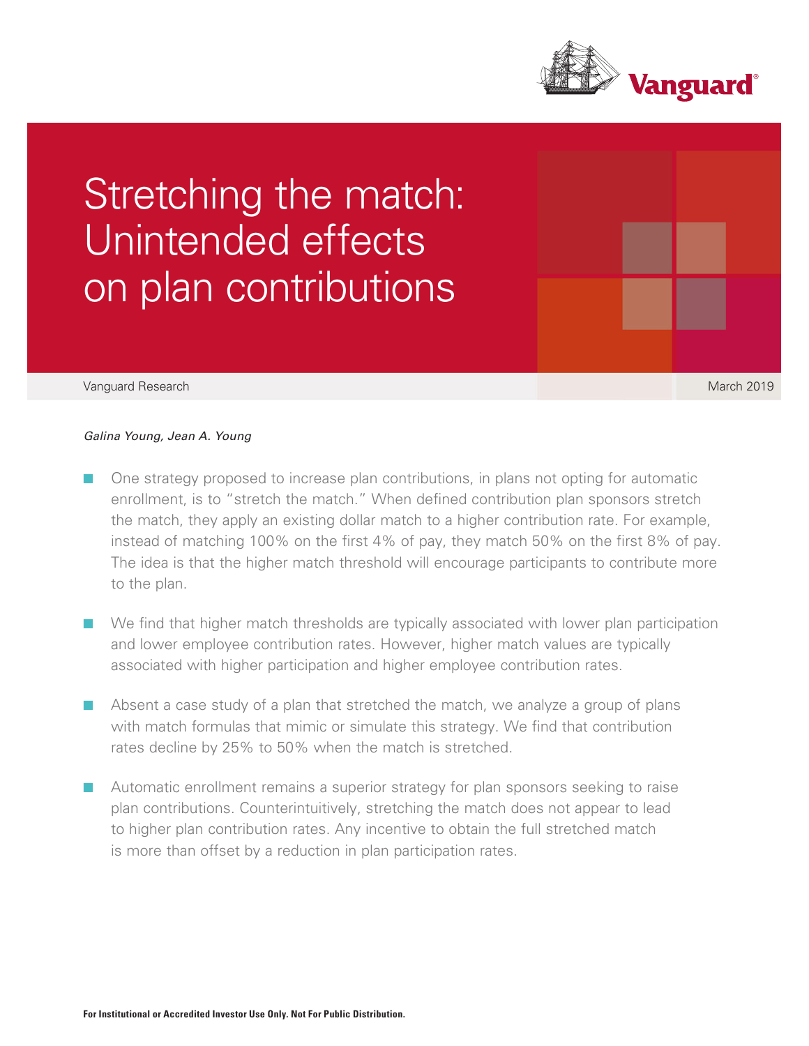# Stretching the match: Unintended effects on plan contributions

Vanguard Research

March 2019

*Galina Young, Jean A. Young*

- One strategy proposed to increase plan contributions, in plans not opting for automatic enrollment, is to "stretch the match." When defined contribution plan sponsors stretch the match, they apply an existing dollar match to a higher contribution rate. For example, instead of matching 100% on the first 4% of pay, they match 50% on the first 8% of pay. The idea is that the higher match threshold will encourage participants to contribute more to the plan.

- We find that higher match thresholds are typically associated with lower plan participation and lower employee contribution rates. However, higher match values are typically associated with higher participation and higher employee contribution rates.

- Absent a case study of a plan that stretched the match, we analyze a group of plans with match formulas that mimic or simulate this strategy. We find that contribution rates decline by 25% to 50% when the match is stretched.

- Automatic enrollment remains a superior strategy for plan sponsors seeking to raise plan contributions. Counterintuitively, stretching the match does not appear to lead to higher plan contribution rates. Any incentive to obtain the full stretched match is more than offset by a reduction in plan participation rates.

**For Institutional or Accredited Investor Use Only. Not For Public Distribution.**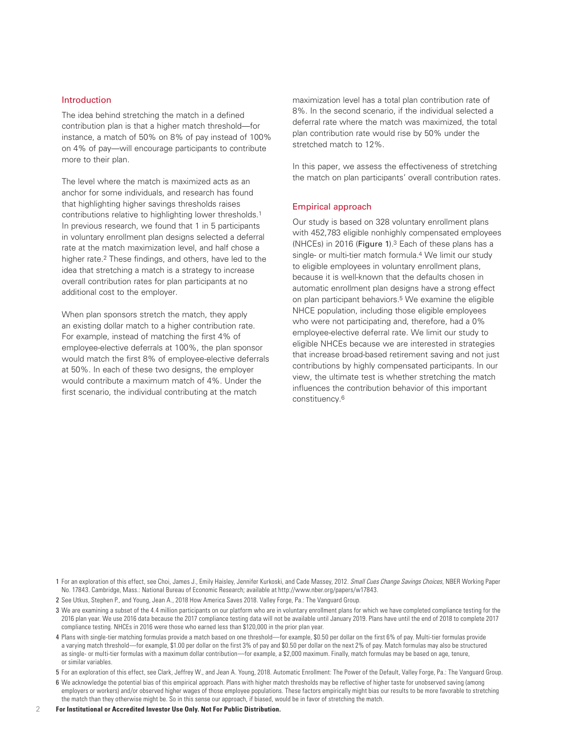## Introduction

The idea behind stretching the match in a defined contribution plan is that a higher match threshold—for instance, a match of 50% on 8% of pay instead of 100% on 4% of pay—will encourage participants to contribute more to their plan.

The level where the match is maximized acts as an anchor for some individuals, and research has found that highlighting higher savings thresholds raises contributions relative to highlighting lower thresholds.[1] In previous research, we found that 1 in 5 participants in voluntary enrollment plan designs selected a deferral rate at the match maximization level, and half chose a higher rate.[2] These findings, and others, have led to the idea that stretching a match is a strategy to increase overall contribution rates for plan participants at no additional cost to the employer.

When plan sponsors stretch the match, they apply an existing dollar match to a higher contribution rate. For example, instead of matching the first 4% of employee-elective deferrals at 100%, the plan sponsor would match the first 8% of employee-elective deferrals at 50%. In each of these two designs, the employer would contribute a maximum match of 4%. Under the first scenario, the individual contributing at the match maximization level has a total plan contribution rate of 8%. In the second scenario, if the individual selected a deferral rate where the match was maximized, the total plan contribution rate would rise by 50% under the stretched match to 12%.

In this paper, we assess the effectiveness of stretching the match on plan participants' overall contribution rates.

## Empirical approach

Our study is based on 328 voluntary enrollment plans with 452,783 eligible nonhighly compensated employees (NHCEs) in 2016 (**Figure 1**).[3] Each of these plans has a single- or multi-tier match formula.[4] We limit our study to eligible employees in voluntary enrollment plans, because it is well-known that the defaults chosen in automatic enrollment plan designs have a strong effect on plan participant behaviors.[5] We examine the eligible NHCE population, including those eligible employees who were not participating and, therefore, had a 0% employee-elective deferral rate. We limit our study to eligible NHCEs because we are interested in strategies that increase broad-based retirement saving and not just contributions by highly compensated participants. In our view, the ultimate test is whether stretching the match influences the contribution behavior of this important constituency.[6]

---

1 For an exploration of this effect, see Choi, James J., Emily Haisley, Jennifer Kurkoski, and Cade Massey, 2012. *Small Cues Change Savings Choices*, NBER Working Paper No. 17843. Cambridge, Mass.: National Bureau of Economic Research; available at http://www.nber.org/papers/w17843.

2 See Utkus, Stephen P., and Young, Jean A., 2018 How America Saves 2018. Valley Forge, Pa.: The Vanguard Group.

3 We are examining a subset of the 4.4 million participants on our platform who are in voluntary enrollment plans for which we have completed compliance testing for the 2016 plan year. We use 2016 data because the 2017 compliance testing data will not be available until January 2019. Plans have until the end of 2018 to complete 2017 compliance testing. NHCEs in 2016 were those who earned less than $120,000 in the prior plan year.

4 Plans with single-tier matching formulas provide a match based on one threshold—for example, $0.50 per dollar on the first 6% of pay. Multi-tier formulas provide a varying match threshold—for example, $1.00 per dollar on the first 3% of pay and $0.50 per dollar on the next 2% of pay. Match formulas may also be structured as single- or multi-tier formulas with a maximum dollar contribution—for example, a $2,000 maximum. Finally, match formulas may be based on age, tenure, or similar variables.

5 For an exploration of this effect, see Clark, Jeffrey W., and Jean A. Young, 2018. Automatic Enrollment: The Power of the Default, Valley Forge, Pa.: The Vanguard Group.

6 We acknowledge the potential bias of this empirical approach. Plans with higher match thresholds may be reflective of higher taste for unobserved saving (among employers or workers) and/or observed higher wages of those employee populations. These factors empirically might bias our results to be more favorable to stretching the match than they otherwise might be. So in this sense our approach, if biased, would be in favor of stretching the match.

**For Institutional or Accredited Investor Use Only. Not For Public Distribution.**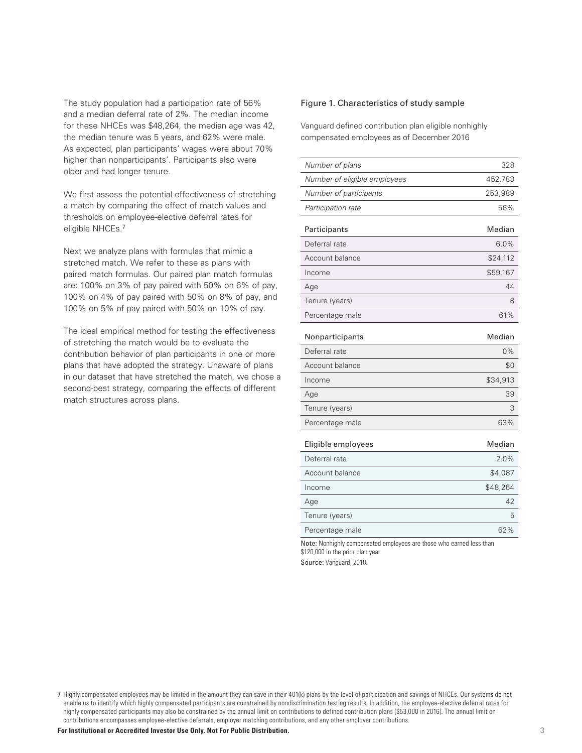The study population had a participation rate of 56% and a median deferral rate of 2%. The median income for these NHCEs was $48,264, the median age was 42, the median tenure was 5 years, and 62% were male. As expected, plan participants' wages were about 70% higher than nonparticipants'. Participants also were older and had longer tenure.

We first assess the potential effectiveness of stretching a match by comparing the effect of match values and thresholds on employee-elective deferral rates for eligible NHCEs.[7]

Next we analyze plans with formulas that mimic a stretched match. We refer to these as plans with paired match formulas. Our paired plan match formulas are: 100% on 3% of pay paired with 50% on 6% of pay, 100% on 4% of pay paired with 50% on 8% of pay, and 100% on 5% of pay paired with 50% on 10% of pay.

The ideal empirical method for testing the effectiveness of stretching the match would be to evaluate the contribution behavior of plan participants in one or more plans that have adopted the strategy. Unaware of plans in our dataset that have stretched the match, we chose a second-best strategy, comparing the effects of different match structures across plans.

Figure 1. Characteristics of study sample

Vanguard defined contribution plan eligible nonhighly compensated employees as of December 2016

| | |
|---|---|
| *Number of plans* | 328 |
| *Number of eligible employees* | 452,783 |
| *Number of participants* | 253,989 |
| *Participation rate* | 56% |
| **Participants** | **Median** |
| Deferral rate | 6.0% |
| Account balance | $24,112 |
| Income | $59,167 |
| Age | 44 |
| Tenure (years) | 8 |
| Percentage male | 61% |
| **Nonparticipants** | **Median** |
| Deferral rate | 0% |
| Account balance | $0 |
| Income | $34,913 |
| Age | 39 |
| Tenure (years) | 3 |
| Percentage male | 63% |
| **Eligible employees** | **Median** |
| Deferral rate | 2.0% |
| Account balance | $4,087 |
| Income | $48,264 |
| Age | 42 |
| Tenure (years) | 5 |
| Percentage male | 62% |

**Note:** Nonhighly compensated employees are those who earned less than $120,000 in the prior plan year.

**Source:** Vanguard, 2018.

7 Highly compensated employees may be limited in the amount they can save in their 401(k) plans by the level of participation and savings of NHCEs. Our systems do not enable us to identify which highly compensated participants are constrained by nondiscrimination testing results. In addition, the employee-elective deferral rates for highly compensated participants may also be constrained by the annual limit on contributions to defined contribution plans ($53,000 in 2016). The annual limit on contributions encompasses employee-elective deferrals, employer matching contributions, and any other employer contributions.

**For Institutional or Accredited Investor Use Only. Not For Public Distribution.**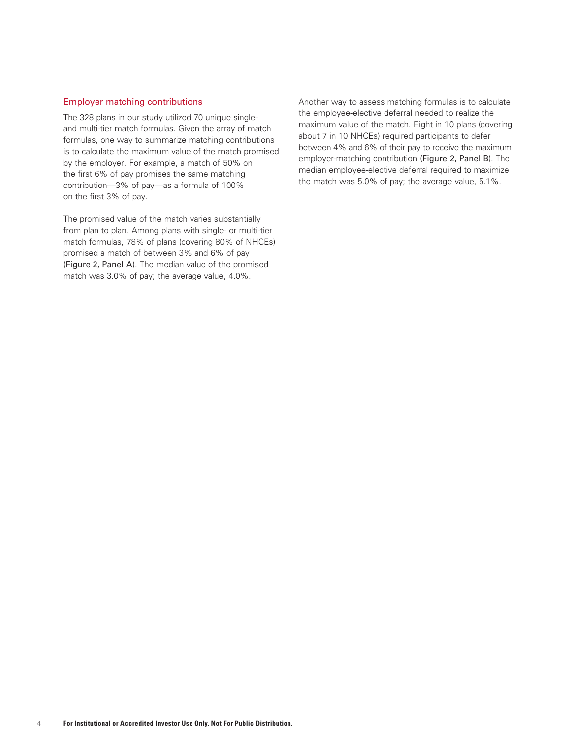## Employer matching contributions

The 328 plans in our study utilized 70 unique single- and multi-tier match formulas. Given the array of match formulas, one way to summarize matching contributions is to calculate the maximum value of the match promised by the employer. For example, a match of 50% on the first 6% of pay promises the same matching contribution—3% of pay—as a formula of 100% on the first 3% of pay.

The promised value of the match varies substantially from plan to plan. Among plans with single- or multi-tier match formulas, 78% of plans (covering 80% of NHCEs) promised a match of between 3% and 6% of pay (Figure 2, Panel A). The median value of the promised match was 3.0% of pay; the average value, 4.0%.

Another way to assess matching formulas is to calculate the employee-elective deferral needed to realize the maximum value of the match. Eight in 10 plans (covering about 7 in 10 NHCEs) required participants to defer between 4% and 6% of their pay to receive the maximum employer-matching contribution (Figure 2, Panel B). The median employee-elective deferral required to maximize the match was 5.0% of pay; the average value, 5.1%.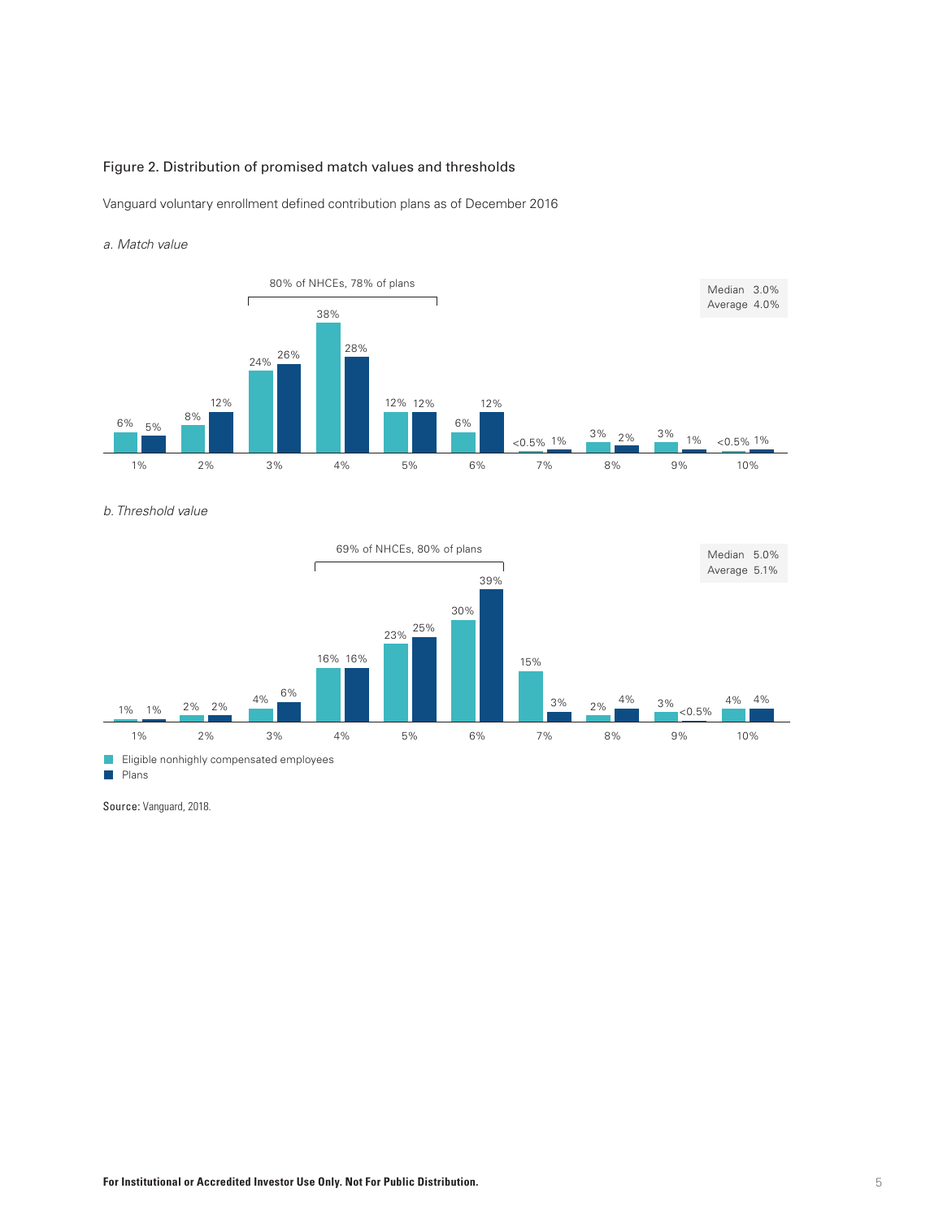Figure 2. Distribution of promised match values and thresholds

Vanguard voluntary enrollment defined contribution plans as of December 2016

*a. Match value*

80% of NHCEs, 78% of plans

Median 3.0%
Average 4.0%

6% 5%
8% 12%
24% 26%
38% 28%
12% 12%
6% 12%
<0.5% 1%
3% 2%
3% 1%
<0.5% 1%

1% 2% 3% 4% 5% 6% 7% 8% 9% 10%

*b. Threshold value*

69% of NHCEs, 80% of plans

Median 5.0%
Average 5.1%

1% 1%
2% 2%
4% 6%
16% 16%
23% 25%
30% 39%
15% 3%
2% 4%
3% <0.5%
4% 4%

1% 2% 3% 4% 5% 6% 7% 8% 9% 10%

Eligible nonhighly compensated employees
Plans

Source: Vanguard, 2018.

**For Institutional or Accredited Investor Use Only. Not For Public Distribution.**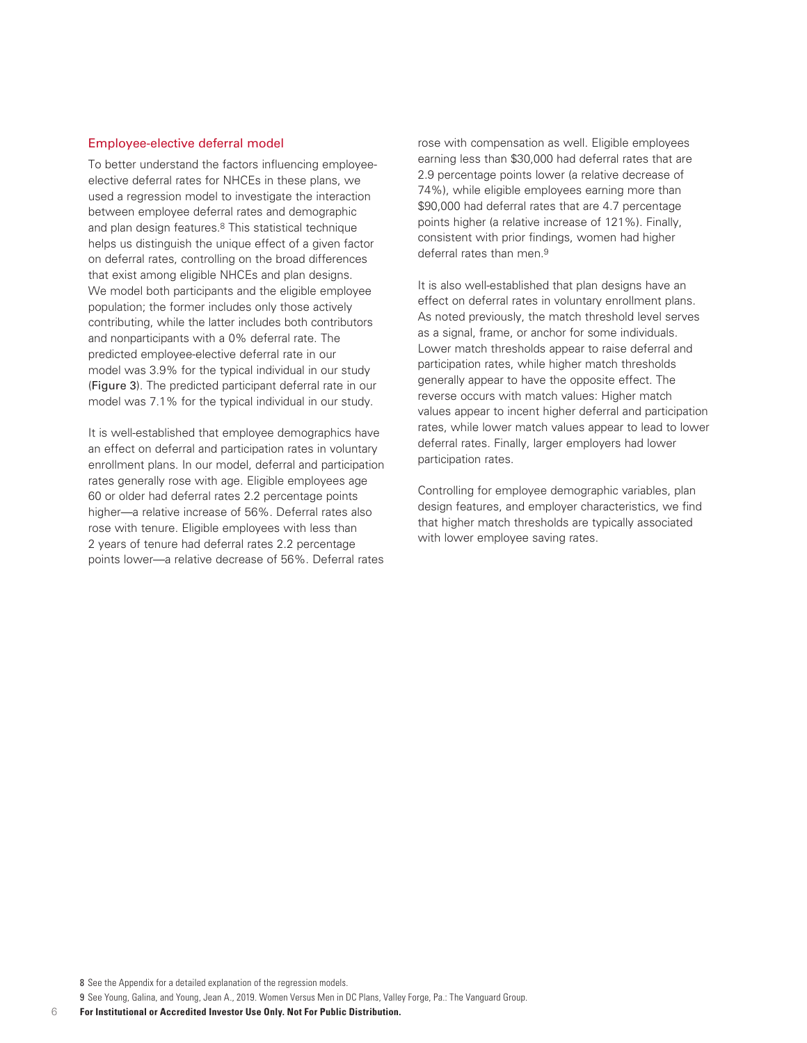## Employee-elective deferral model

To better understand the factors influencing employee-elective deferral rates for NHCEs in these plans, we used a regression model to investigate the interaction between employee deferral rates and demographic and plan design features.[8] This statistical technique helps us distinguish the unique effect of a given factor on deferral rates, controlling on the broad differences that exist among eligible NHCEs and plan designs. We model both participants and the eligible employee population; the former includes only those actively contributing, while the latter includes both contributors and nonparticipants with a 0% deferral rate. The predicted employee-elective deferral rate in our model was 3.9% for the typical individual in our study (Figure 3). The predicted participant deferral rate in our model was 7.1% for the typical individual in our study.

It is well-established that employee demographics have an effect on deferral and participation rates in voluntary enrollment plans. In our model, deferral and participation rates generally rose with age. Eligible employees age 60 or older had deferral rates 2.2 percentage points higher—a relative increase of 56%. Deferral rates also rose with tenure. Eligible employees with less than 2 years of tenure had deferral rates 2.2 percentage points lower—a relative decrease of 56%. Deferral rates rose with compensation as well. Eligible employees earning less than $30,000 had deferral rates that are 2.9 percentage points lower (a relative decrease of 74%), while eligible employees earning more than $90,000 had deferral rates that are 4.7 percentage points higher (a relative increase of 121%). Finally, consistent with prior findings, women had higher deferral rates than men.[9]

It is also well-established that plan designs have an effect on deferral rates in voluntary enrollment plans. As noted previously, the match threshold level serves as a signal, frame, or anchor for some individuals. Lower match thresholds appear to raise deferral and participation rates, while higher match thresholds generally appear to have the opposite effect. The reverse occurs with match values: Higher match values appear to incent higher deferral and participation rates, while lower match values appear to lead to lower deferral rates. Finally, larger employers had lower participation rates.

Controlling for employee demographic variables, plan design features, and employer characteristics, we find that higher match thresholds are typically associated with lower employee saving rates.

8 See the Appendix for a detailed explanation of the regression models.

9 See Young, Galina, and Young, Jean A., 2019. Women Versus Men in DC Plans, Valley Forge, Pa.: The Vanguard Group.

**For Institutional or Accredited Investor Use Only. Not For Public Distribution.**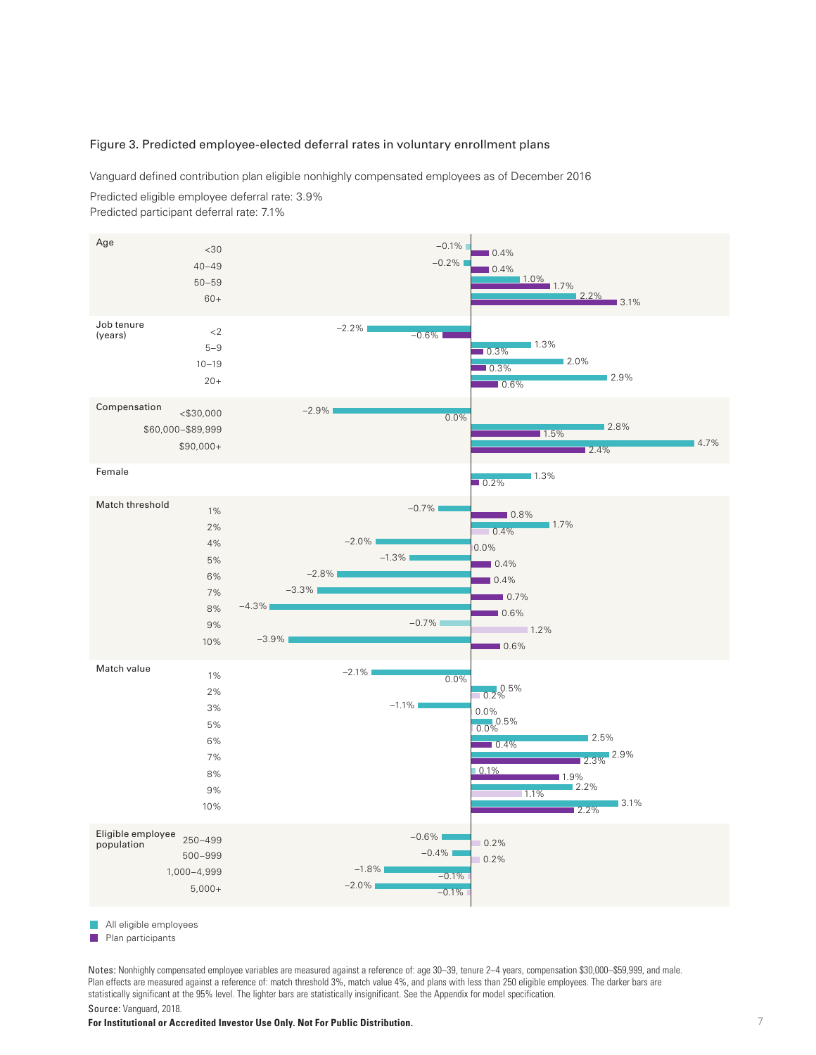Figure 3. Predicted employee-elected deferral rates in voluntary enrollment plans

Vanguard defined contribution plan eligible nonhighly compensated employees as of December 2016

Predicted eligible employee deferral rate: 3.9%
Predicted participant deferral rate: 7.1%

Age
<30
–0.1%
0.4%
40–49
–0.2%
0.4%
50–59
1.0%
1.7%
60+
2.2%
3.1%

Job tenure (years)
<2
–2.2%
–0.6%
5–9
1.3%
0.3%
10–19
2.0%
0.3%
20+
2.9%
0.6%

Compensation
<$30,000
–2.9%
0.0%
$60,000–$89,999
2.8%
1.5%
$90,000+
4.7%
2.4%

Female
1.3%
0.2%

Match threshold
1%
–0.7%
0.8%
2%
1.7%
0.4%
4%
–2.0%
0.0%
5%
–1.3%
0.4%
6%
–2.8%
0.4%
7%
–3.3%
0.7%
8%
–4.3%
0.6%
9%
–0.7%
1.2%
10%
–3.9%
0.6%

Match value
1%
–2.1%
0.0%
2%
0.5%
0.2%
3%
–1.1%
0.0%
5%
0.5%
0.0%
6%
2.5%
0.4%
7%
2.9%
2.3%
8%
0.1%
1.9%
9%
2.2%
1.1%
10%
3.1%
2.2%

Eligible employee population
250–499
–0.6%
0.2%
500–999
–0.4%
0.2%
1,000–4,999
–1.8%
–0.1%
5,000+
–2.0%
–0.1%

All eligible employees
Plan participants

Notes: Nonhighly compensated employee variables are measured against a reference of: age 30–39, tenure 2–4 years, compensation $30,000–$59,999, and male. Plan effects are measured against a reference of: match threshold 3%, match value 4%, and plans with less than 250 eligible employees. The darker bars are statistically significant at the 95% level. The lighter bars are statistically insignificant. See the Appendix for model specification.

Source: Vanguard, 2018.

**For Institutional or Accredited Investor Use Only. Not For Public Distribution.**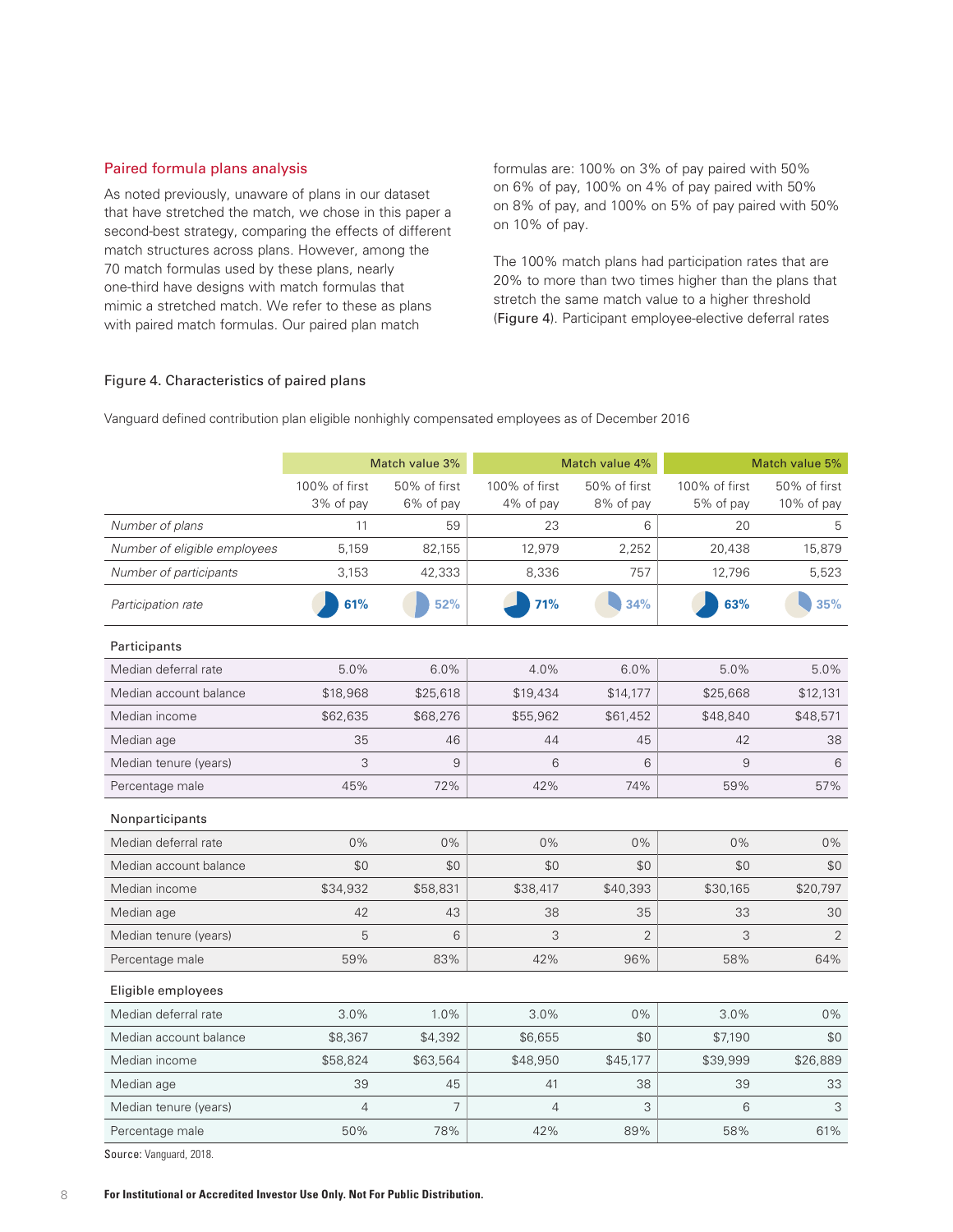## Paired formula plans analysis

As noted previously, unaware of plans in our dataset that have stretched the match, we chose in this paper a second-best strategy, comparing the effects of different match structures across plans. However, among the 70 match formulas used by these plans, nearly one-third have designs with match formulas that mimic a stretched match. We refer to these as plans with paired match formulas. Our paired plan match formulas are: 100% on 3% of pay paired with 50% on 6% of pay, 100% on 4% of pay paired with 50% on 8% of pay, and 100% on 5% of pay paired with 50% on 10% of pay.

The 100% match plans had participation rates that are 20% to more than two times higher than the plans that stretch the same match value to a higher threshold (Figure 4). Participant employee-elective deferral rates

Figure 4. Characteristics of paired plans

Vanguard defined contribution plan eligible nonhighly compensated employees as of December 2016

| | Match value 3% | | Match value 4% | | Match value 5% | |
|---|---|---|---|---|---|---|
| | 100% of first 3% of pay | 50% of first 6% of pay | 100% of first 4% of pay | 50% of first 8% of pay | 100% of first 5% of pay | 50% of first 10% of pay |
| *Number of plans* | 11 | 59 | 23 | 6 | 20 | 5 |
| *Number of eligible employees* | 5,159 | 82,155 | 12,979 | 2,252 | 20,438 | 15,879 |
| *Number of participants* | 3,153 | 42,333 | 8,336 | 757 | 12,796 | 5,523 |
| *Participation rate* | 61% | 52% | 71% | 34% | 63% | 35% |
| **Participants** | | | | | | |
| Median deferral rate | 5.0% | 6.0% | 4.0% | 6.0% | 5.0% | 5.0% |
| Median account balance | $18,968 | $25,618 | $19,434 | $14,177 | $25,668 | $12,131 |
| Median income | $62,635 | $68,276 | $55,962 | $61,452 | $48,840 | $48,571 |
| Median age | 35 | 46 | 44 | 45 | 42 | 38 |
| Median tenure (years) | 3 | 9 | 6 | 6 | 9 | 6 |
| Percentage male | 45% | 72% | 42% | 74% | 59% | 57% |
| **Nonparticipants** | | | | | | |
| Median deferral rate | 0% | 0% | 0% | 0% | 0% | 0% |
| Median account balance | $0 | $0 | $0 | $0 | $0 | $0 |
| Median income | $34,932 | $58,831 | $38,417 | $40,393 | $30,165 | $20,797 |
| Median age | 42 | 43 | 38 | 35 | 33 | 30 |
| Median tenure (years) | 5 | 6 | 3 | 2 | 3 | 2 |
| Percentage male | 59% | 83% | 42% | 96% | 58% | 64% |
| **Eligible employees** | | | | | | |
| Median deferral rate | 3.0% | 1.0% | 3.0% | 0% | 3.0% | 0% |
| Median account balance | $8,367 | $4,392 | $6,655 | $0 | $7,190 | $0 |
| Median income | $58,824 | $63,564 | $48,950 | $45,177 | $39,999 | $26,889 |
| Median age | 39 | 45 | 41 | 38 | 39 | 33 |
| Median tenure (years) | 4 | 7 | 4 | 3 | 6 | 3 |
| Percentage male | 50% | 78% | 42% | 89% | 58% | 61% |

**Source:** Vanguard, 2018.

**For Institutional or Accredited Investor Use Only. Not For Public Distribution.**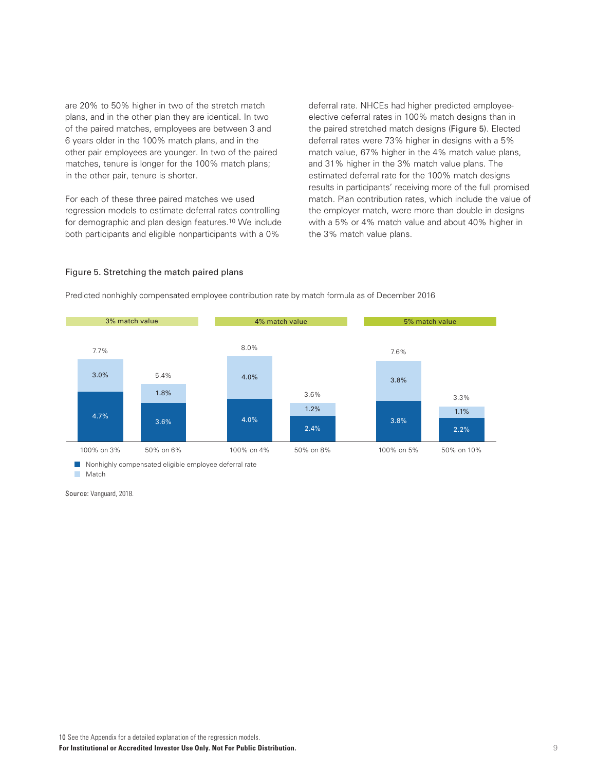are 20% to 50% higher in two of the stretch match plans, and in the other plan they are identical. In two of the paired matches, employees are between 3 and 6 years older in the 100% match plans, and in the other pair employees are younger. In two of the paired matches, tenure is longer for the 100% match plans; in the other pair, tenure is shorter.

For each of these three paired matches we used regression models to estimate deferral rates controlling for demographic and plan design features.[10] We include both participants and eligible nonparticipants with a 0% deferral rate. NHCEs had higher predicted employee-elective deferral rates in 100% match designs than in the paired stretched match designs (Figure 5). Elected deferral rates were 73% higher in designs with a 5% match value, 67% higher in the 4% match value plans, and 31% higher in the 3% match value plans. The estimated deferral rate for the 100% match designs results in participants' receiving more of the full promised match. Plan contribution rates, which include the value of the employer match, were more than double in designs with a 5% or 4% match value and about 40% higher in the 3% match value plans.

Figure 5. Stretching the match paired plans

Predicted nonhighly compensated employee contribution rate by match formula as of December 2016

3% match value
4% match value
5% match value

7.7%
3.0%
4.7%
100% on 3%

5.4%
1.8%
3.6%
50% on 6%

8.0%
4.0%
4.0%
100% on 4%

3.6%
1.2%
2.4%
50% on 8%

7.6%
3.8%
3.8%
100% on 5%

3.3%
1.1%
2.2%
50% on 10%

Nonhighly compensated eligible employee deferral rate
Match

**Source:** Vanguard, 2018.

10 See the Appendix for a detailed explanation of the regression models.

**For Institutional or Accredited Investor Use Only. Not For Public Distribution.**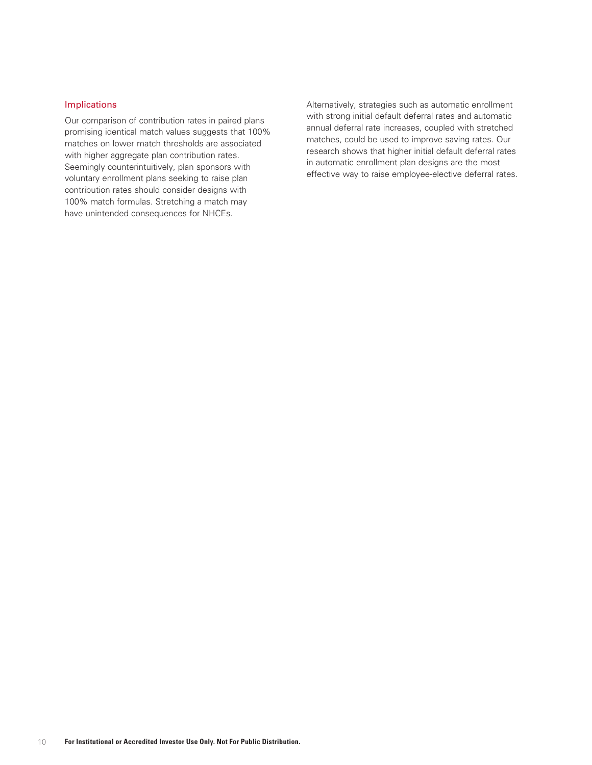## Implications

Our comparison of contribution rates in paired plans promising identical match values suggests that 100% matches on lower match thresholds are associated with higher aggregate plan contribution rates. Seemingly counterintuitively, plan sponsors with voluntary enrollment plans seeking to raise plan contribution rates should consider designs with 100% match formulas. Stretching a match may have unintended consequences for NHCEs.

Alternatively, strategies such as automatic enrollment with strong initial default deferral rates and automatic annual deferral rate increases, coupled with stretched matches, could be used to improve saving rates. Our research shows that higher initial default deferral rates in automatic enrollment plan designs are the most effective way to raise employee-elective deferral rates.

**For Institutional or Accredited Investor Use Only. Not For Public Distribution.**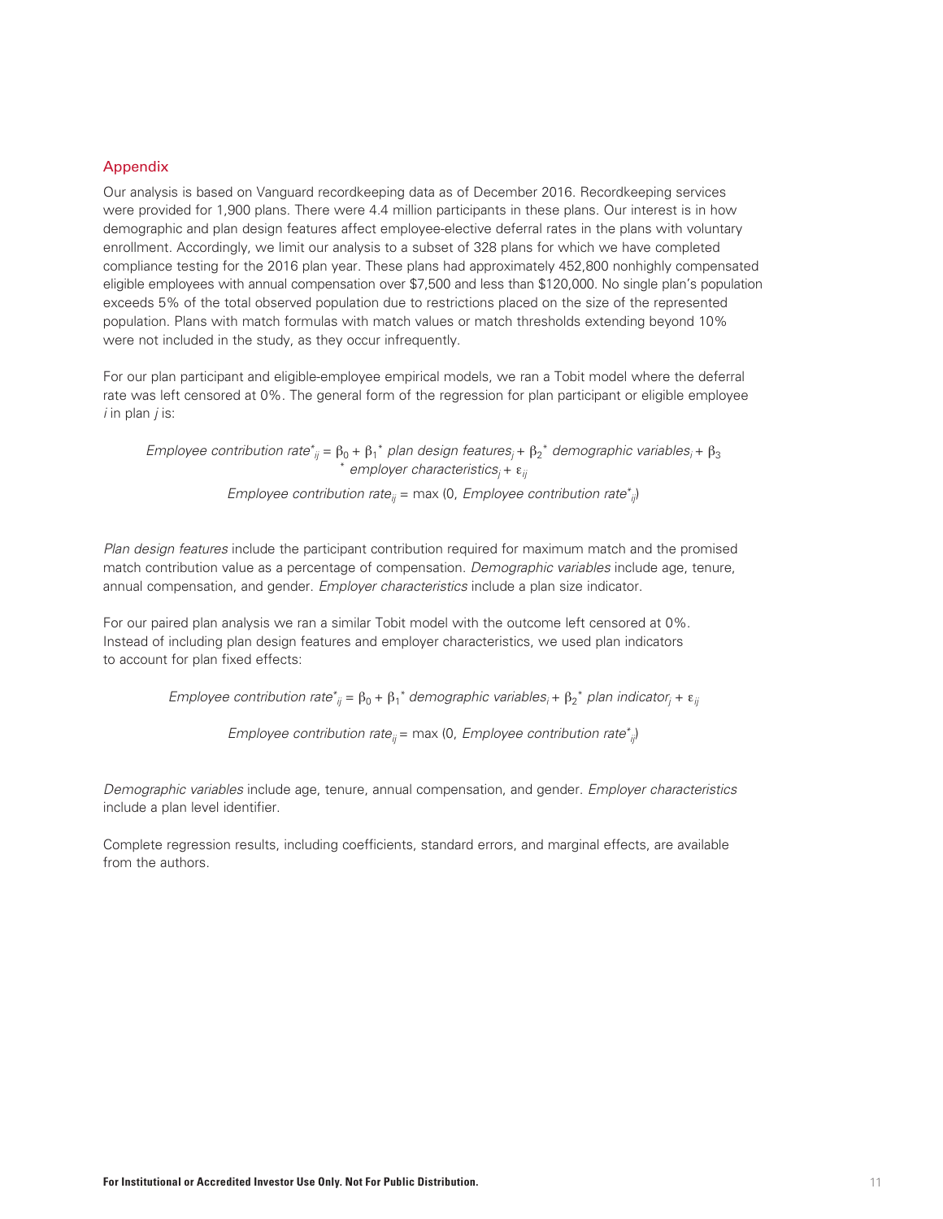## Appendix

Our analysis is based on Vanguard recordkeeping data as of December 2016. Recordkeeping services were provided for 1,900 plans. There were 4.4 million participants in these plans. Our interest is in how demographic and plan design features affect employee-elective deferral rates in the plans with voluntary enrollment. Accordingly, we limit our analysis to a subset of 328 plans for which we have completed compliance testing for the 2016 plan year. These plans had approximately 452,800 nonhighly compensated eligible employees with annual compensation over $7,500 and less than $120,000. No single plan's population exceeds 5% of the total observed population due to restrictions placed on the size of the represented population. Plans with match formulas with match values or match thresholds extending beyond 10% were not included in the study, as they occur infrequently.

For our plan participant and eligible-employee empirical models, we ran a Tobit model where the deferral rate was left censored at 0%. The general form of the regression for plan participant or eligible employee *i* in plan *j* is:

$$\textit{Employee contribution rate}^*_{ij} = \beta_0 + \beta_1{}^* \textit{ plan design features}_j + \beta_2{}^* \textit{ demographic variables}_i + \beta_3{}^* \textit{ employer characteristics}_j + \varepsilon_{ij}$$

$$\textit{Employee contribution rate}_{ij} = \max(0, \textit{Employee contribution rate}^*_{ij})$$

*Plan design features* include the participant contribution required for maximum match and the promised match contribution value as a percentage of compensation. *Demographic variables* include age, tenure, annual compensation, and gender. *Employer characteristics* include a plan size indicator.

For our paired plan analysis we ran a similar Tobit model with the outcome left censored at 0%. Instead of including plan design features and employer characteristics, we used plan indicators to account for plan fixed effects:

$$\textit{Employee contribution rate}^*_{ij} = \beta_0 + \beta_1{}^* \textit{ demographic variables}_i + \beta_2{}^* \textit{ plan indicator}_j + \varepsilon_{ij}$$

$$\textit{Employee contribution rate}_{ij} = \max(0, \textit{Employee contribution rate}^*_{ij})$$

*Demographic variables* include age, tenure, annual compensation, and gender. *Employer characteristics* include a plan level identifier.

Complete regression results, including coefficients, standard errors, and marginal effects, are available from the authors.

**For Institutional or Accredited Investor Use Only. Not For Public Distribution.**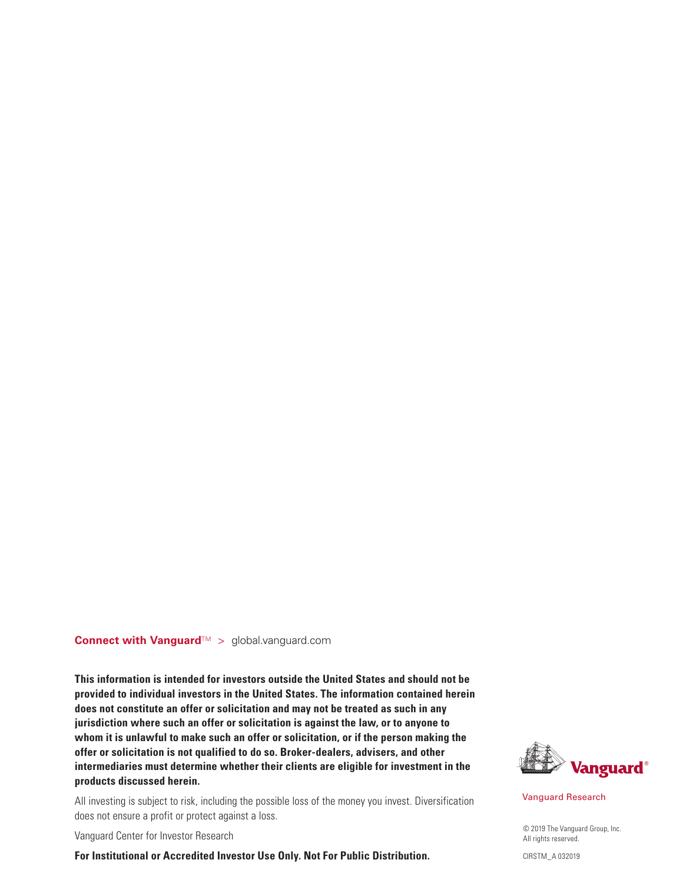**Connect with Vanguard**™ > global.vanguard.com

**This information is intended for investors outside the United States and should not be provided to individual investors in the United States. The information contained herein does not constitute an offer or solicitation and may not be treated as such in any jurisdiction where such an offer or solicitation is against the law, or to anyone to whom it is unlawful to make such an offer or solicitation, or if the person making the offer or solicitation is not qualified to do so. Broker-dealers, advisers, and other intermediaries must determine whether their clients are eligible for investment in the products discussed herein.**

All investing is subject to risk, including the possible loss of the money you invest. Diversification does not ensure a profit or protect against a loss.

Vanguard Center for Investor Research

**For Institutional or Accredited Investor Use Only. Not For Public Distribution.**

Vanguard®

Vanguard Research

© 2019 The Vanguard Group, Inc.
All rights reserved.

CIRSTM_A 032019